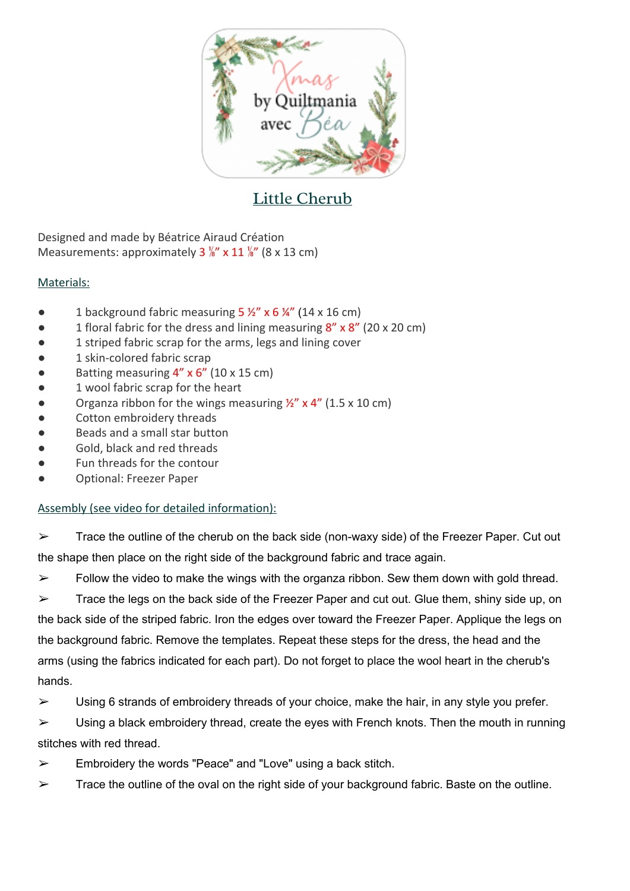Xmas by Quiltmania avec Béa

# Little Cherub

Designed and made by Béatrice Airaud Création
Measurements: approximately 3 ⅛" x 11 ⅛" (8 x 13 cm)

## Materials:

- 1 background fabric measuring 5 ½" x 6 ¼" (14 x 16 cm)
- 1 floral fabric for the dress and lining measuring 8" x 8" (20 x 20 cm)
- 1 striped fabric scrap for the arms, legs and lining cover
- 1 skin-colored fabric scrap
- Batting measuring 4" x 6" (10 x 15 cm)
- 1 wool fabric scrap for the heart
- Organza ribbon for the wings measuring ½" x 4" (1.5 x 10 cm)
- Cotton embroidery threads
- Beads and a small star button
- Gold, black and red threads
- Fun threads for the contour
- Optional: Freezer Paper

## Assembly (see video for detailed information):

➢ Trace the outline of the cherub on the back side (non-waxy side) of the Freezer Paper. Cut out the shape then place on the right side of the background fabric and trace again.

➢ Follow the video to make the wings with the organza ribbon. Sew them down with gold thread.

➢ Trace the legs on the back side of the Freezer Paper and cut out. Glue them, shiny side up, on the back side of the striped fabric. Iron the edges over toward the Freezer Paper. Applique the legs on the background fabric. Remove the templates. Repeat these steps for the dress, the head and the arms (using the fabrics indicated for each part). Do not forget to place the wool heart in the cherub's hands.

➢ Using 6 strands of embroidery threads of your choice, make the hair, in any style you prefer.

➢ Using a black embroidery thread, create the eyes with French knots. Then the mouth in running stitches with red thread.

➢ Embroidery the words "Peace" and "Love" using a back stitch.

➢ Trace the outline of the oval on the right side of your background fabric. Baste on the outline.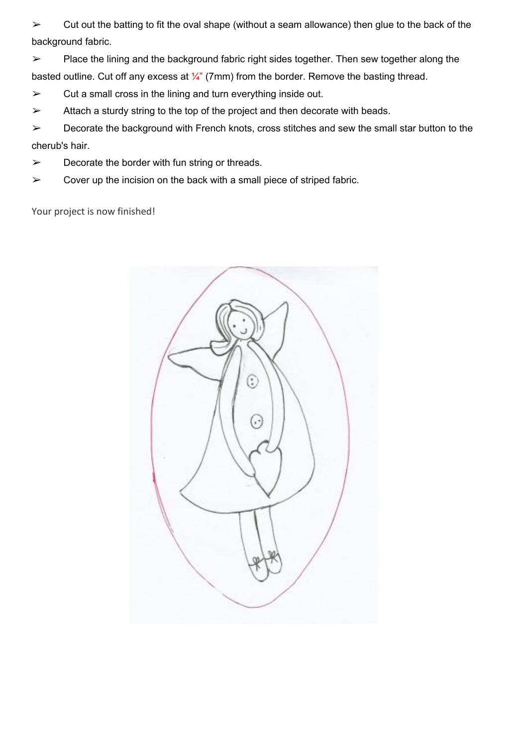- Cut out the batting to fit the oval shape (without a seam allowance) then glue to the back of the background fabric.
- Place the lining and the background fabric right sides together. Then sew together along the basted outline. Cut off any excess at ¼" (7mm) from the border. Remove the basting thread.
- Cut a small cross in the lining and turn everything inside out.
- Attach a sturdy string to the top of the project and then decorate with beads.
- Decorate the background with French knots, cross stitches and sew the small star button to the cherub's hair.
- Decorate the border with fun string or threads.
- Cover up the incision on the back with a small piece of striped fabric.

Your project is now finished!